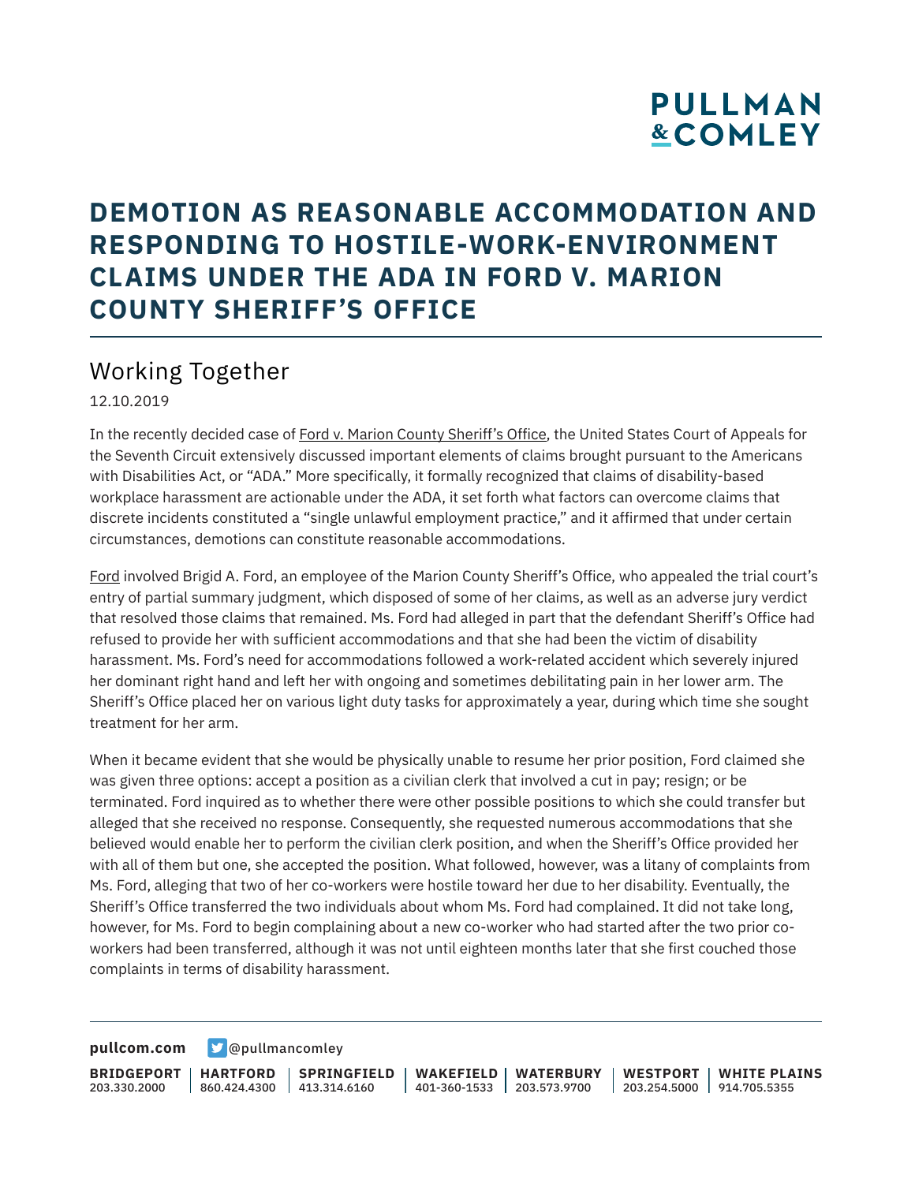# DEMOTION AS REASONABLE ACCOMMODATION AND RESPONDING TO HOSTILE-WORK-ENVIRONMENT CLAIMS UNDER THE ADA IN FORD V. MARION COUNTY SHERIFF'S OFFICE

## Working Together

12.10.2019

In the recently decided case of Ford v. Marion County Sheriff's Office, the United States Court of Appeals for the Seventh Circuit extensively discussed important elements of claims brought pursuant to the Americans with Disabilities Act, or "ADA." More specifically, it formally recognized that claims of disability-based workplace harassment are actionable under the ADA, it set forth what factors can overcome claims that discrete incidents constituted a "single unlawful employment practice," and it affirmed that under certain circumstances, demotions can constitute reasonable accommodations.

Ford involved Brigid A. Ford, an employee of the Marion County Sheriff's Office, who appealed the trial court's entry of partial summary judgment, which disposed of some of her claims, as well as an adverse jury verdict that resolved those claims that remained. Ms. Ford had alleged in part that the defendant Sheriff's Office had refused to provide her with sufficient accommodations and that she had been the victim of disability harassment. Ms. Ford's need for accommodations followed a work-related accident which severely injured her dominant right hand and left her with ongoing and sometimes debilitating pain in her lower arm. The Sheriff's Office placed her on various light duty tasks for approximately a year, during which time she sought treatment for her arm.

When it became evident that she would be physically unable to resume her prior position, Ford claimed she was given three options: accept a position as a civilian clerk that involved a cut in pay; resign; or be terminated. Ford inquired as to whether there were other possible positions to which she could transfer but alleged that she received no response. Consequently, she requested numerous accommodations that she believed would enable her to perform the civilian clerk position, and when the Sheriff's Office provided her with all of them but one, she accepted the position. What followed, however, was a litany of complaints from Ms. Ford, alleging that two of her co-workers were hostile toward her due to her disability. Eventually, the Sheriff's Office transferred the two individuals about whom Ms. Ford had complained. It did not take long, however, for Ms. Ford to begin complaining about a new co-worker who had started after the two prior co-workers had been transferred, although it was not until eighteen months later that she first couched those complaints in terms of disability harassment.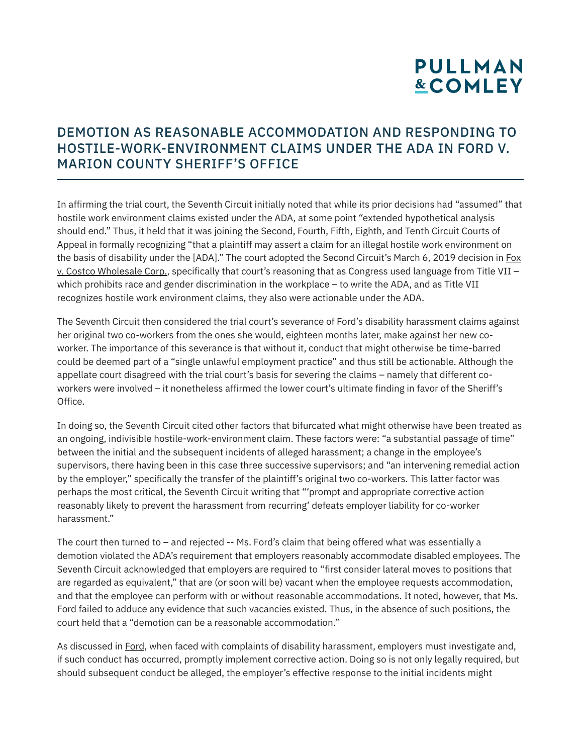# DEMOTION AS REASONABLE ACCOMMODATION AND RESPONDING TO HOSTILE-WORK-ENVIRONMENT CLAIMS UNDER THE ADA IN FORD V. MARION COUNTY SHERIFF'S OFFICE

In affirming the trial court, the Seventh Circuit initially noted that while its prior decisions had "assumed" that hostile work environment claims existed under the ADA, at some point "extended hypothetical analysis should end." Thus, it held that it was joining the Second, Fourth, Fifth, Eighth, and Tenth Circuit Courts of Appeal in formally recognizing "that a plaintiff may assert a claim for an illegal hostile work environment on the basis of disability under the [ADA]." The court adopted the Second Circuit's March 6, 2019 decision in Fox v. Costco Wholesale Corp., specifically that court's reasoning that as Congress used language from Title VII – which prohibits race and gender discrimination in the workplace – to write the ADA, and as Title VII recognizes hostile work environment claims, they also were actionable under the ADA.

The Seventh Circuit then considered the trial court's severance of Ford's disability harassment claims against her original two co-workers from the ones she would, eighteen months later, make against her new co-worker. The importance of this severance is that without it, conduct that might otherwise be time-barred could be deemed part of a "single unlawful employment practice" and thus still be actionable. Although the appellate court disagreed with the trial court's basis for severing the claims – namely that different co-workers were involved – it nonetheless affirmed the lower court's ultimate finding in favor of the Sheriff's Office.

In doing so, the Seventh Circuit cited other factors that bifurcated what might otherwise have been treated as an ongoing, indivisible hostile-work-environment claim. These factors were: "a substantial passage of time" between the initial and the subsequent incidents of alleged harassment; a change in the employee's supervisors, there having been in this case three successive supervisors; and "an intervening remedial action by the employer," specifically the transfer of the plaintiff's original two co-workers. This latter factor was perhaps the most critical, the Seventh Circuit writing that "'prompt and appropriate corrective action reasonably likely to prevent the harassment from recurring' defeats employer liability for co-worker harassment."

The court then turned to – and rejected -- Ms. Ford's claim that being offered what was essentially a demotion violated the ADA's requirement that employers reasonably accommodate disabled employees. The Seventh Circuit acknowledged that employers are required to "first consider lateral moves to positions that are regarded as equivalent," that are (or soon will be) vacant when the employee requests accommodation, and that the employee can perform with or without reasonable accommodations. It noted, however, that Ms. Ford failed to adduce any evidence that such vacancies existed. Thus, in the absence of such positions, the court held that a "demotion can be a reasonable accommodation."

As discussed in Ford, when faced with complaints of disability harassment, employers must investigate and, if such conduct has occurred, promptly implement corrective action. Doing so is not only legally required, but should subsequent conduct be alleged, the employer's effective response to the initial incidents might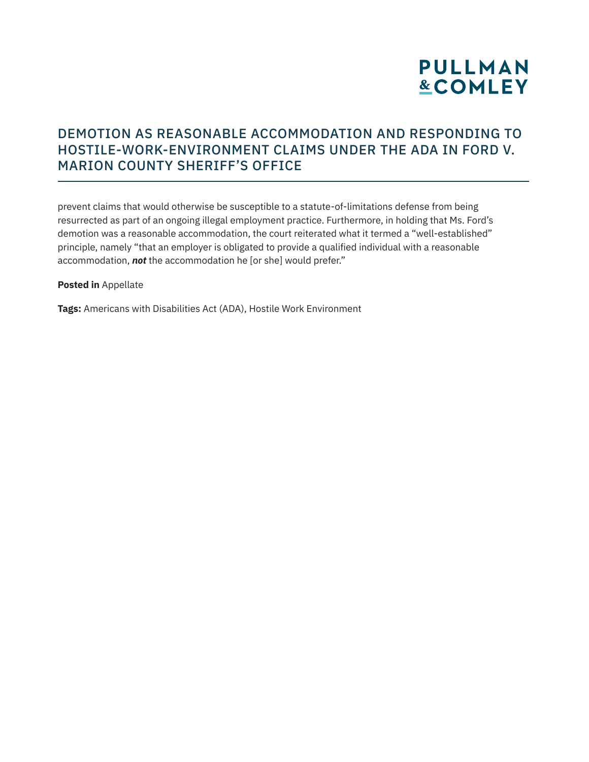prevent claims that would otherwise be susceptible to a statute-of-limitations defense from being resurrected as part of an ongoing illegal employment practice. Furthermore, in holding that Ms. Ford's demotion was a reasonable accommodation, the court reiterated what it termed a "well-established" principle, namely "that an employer is obligated to provide a qualified individual with a reasonable accommodation, ***not*** the accommodation he [or she] would prefer."

**Posted in** Appellate

**Tags:** Americans with Disabilities Act (ADA), Hostile Work Environment